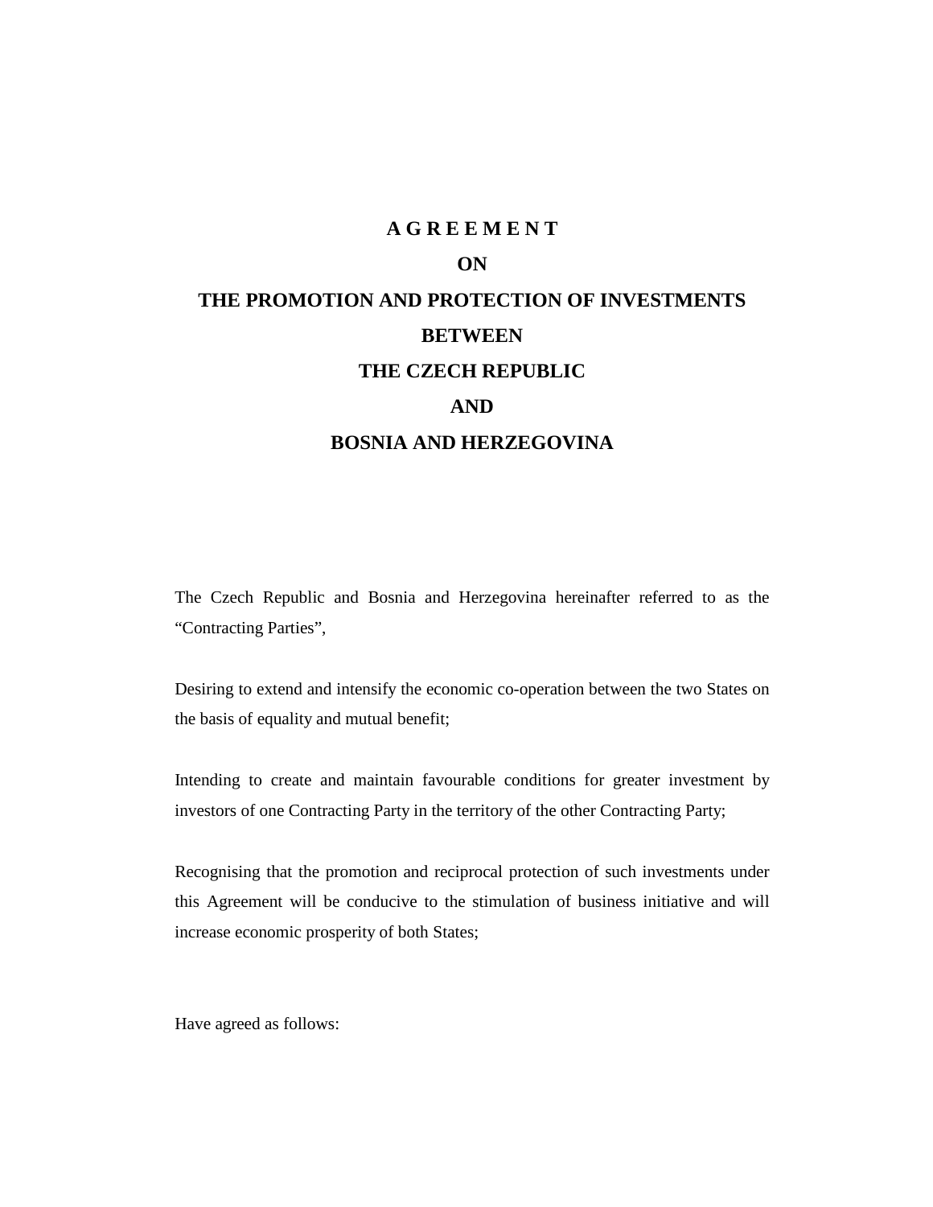# A G R E E M E N T

# ON

# THE PROMOTION AND PROTECTION OF INVESTMENTS

# BETWEEN

# THE CZECH REPUBLIC

# AND

# BOSNIA AND HERZEGOVINA

The Czech Republic and Bosnia and Herzegovina hereinafter referred to as the "Contracting Parties",

Desiring to extend and intensify the economic co-operation between the two States on the basis of equality and mutual benefit;

Intending to create and maintain favourable conditions for greater investment by investors of one Contracting Party in the territory of the other Contracting Party;

Recognising that the promotion and reciprocal protection of such investments under this Agreement will be conducive to the stimulation of business initiative and will increase economic prosperity of both States;

Have agreed as follows: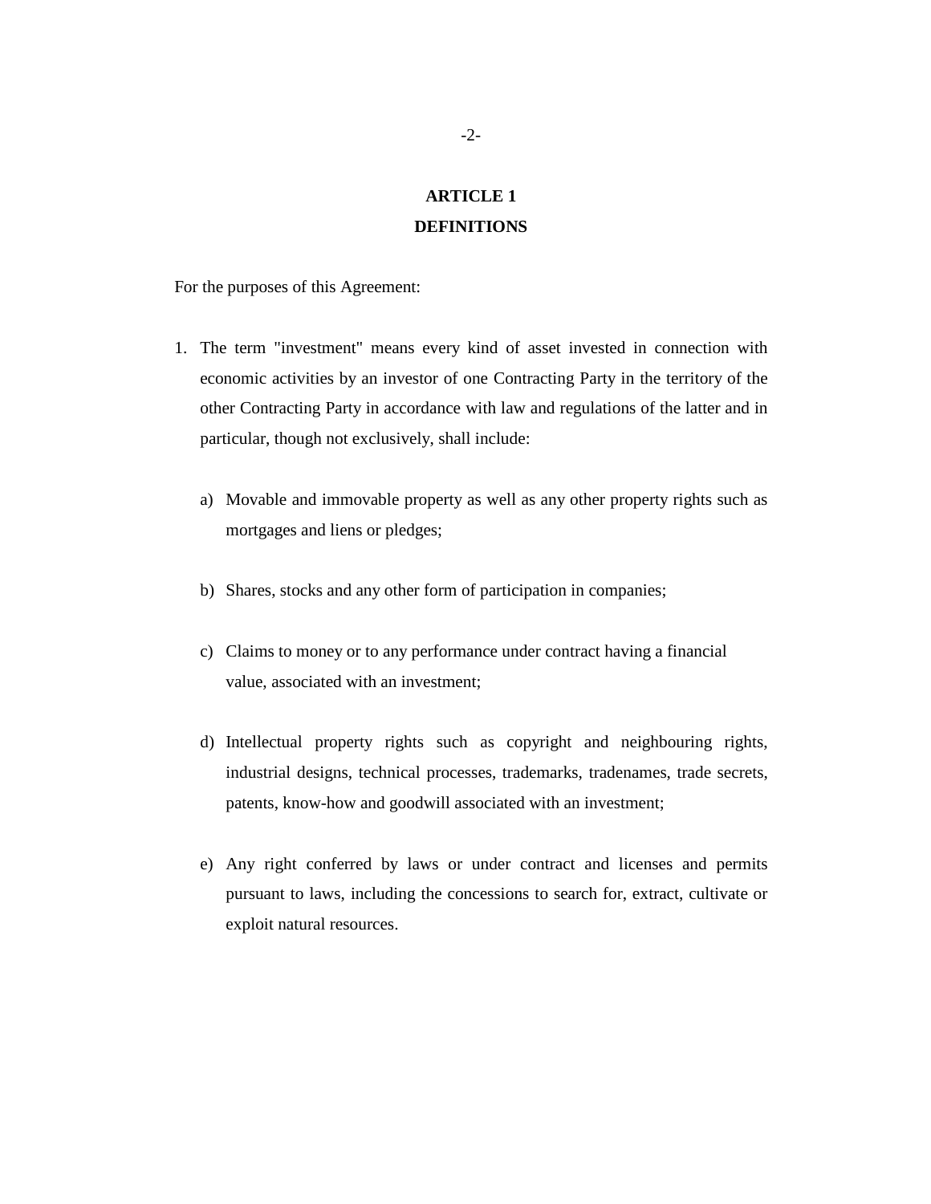## ARTICLE 1
## DEFINITIONS

For the purposes of this Agreement:

1. The term "investment" means every kind of asset invested in connection with economic activities by an investor of one Contracting Party in the territory of the other Contracting Party in accordance with law and regulations of the latter and in particular, though not exclusively, shall include:

   a) Movable and immovable property as well as any other property rights such as mortgages and liens or pledges;

   b) Shares, stocks and any other form of participation in companies;

   c) Claims to money or to any performance under contract having a financial value, associated with an investment;

   d) Intellectual property rights such as copyright and neighbouring rights, industrial designs, technical processes, trademarks, tradenames, trade secrets, patents, know-how and goodwill associated with an investment;

   e) Any right conferred by laws or under contract and licenses and permits pursuant to laws, including the concessions to search for, extract, cultivate or exploit natural resources.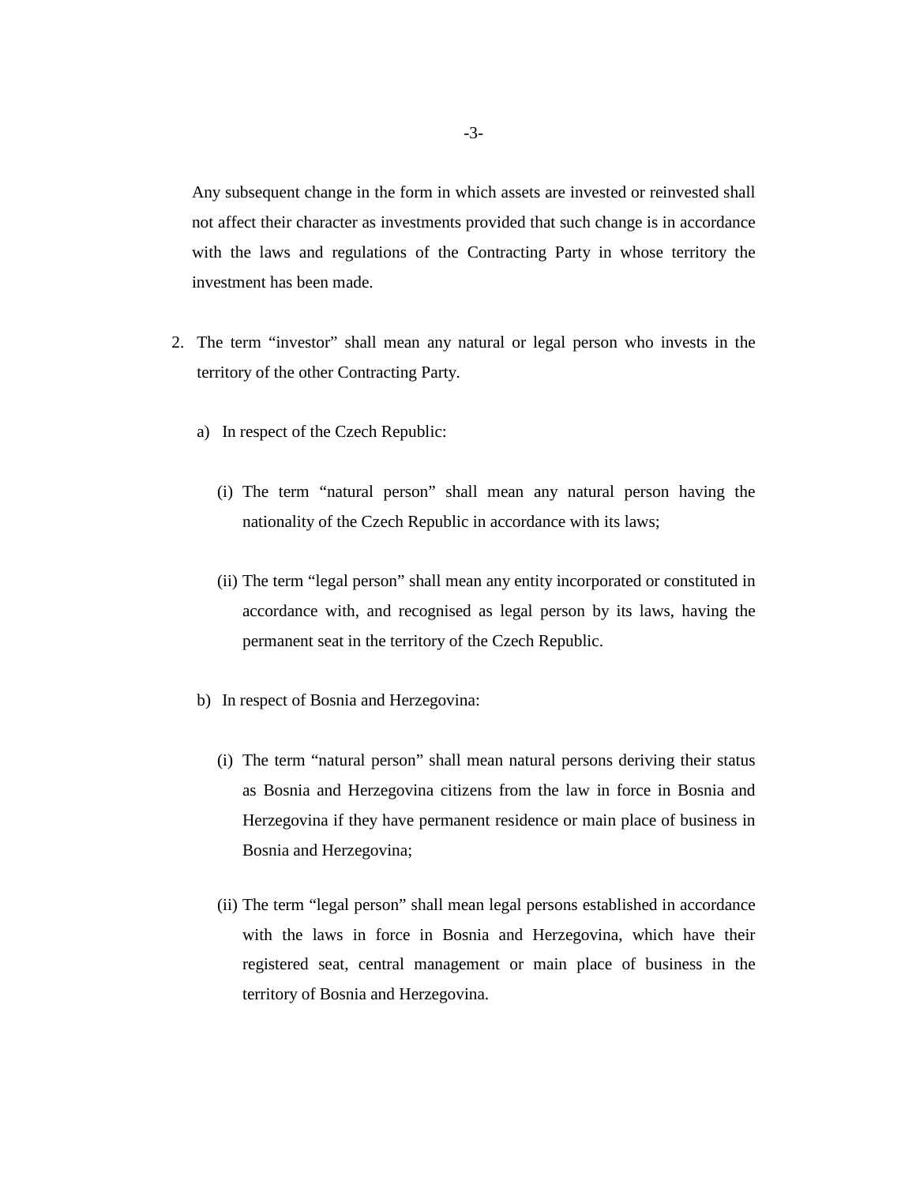Any subsequent change in the form in which assets are invested or reinvested shall not affect their character as investments provided that such change is in accordance with the laws and regulations of the Contracting Party in whose territory the investment has been made.

2. The term "investor" shall mean any natural or legal person who invests in the territory of the other Contracting Party.

   a) In respect of the Czech Republic:

      (i) The term "natural person" shall mean any natural person having the nationality of the Czech Republic in accordance with its laws;

      (ii) The term "legal person" shall mean any entity incorporated or constituted in accordance with, and recognised as legal person by its laws, having the permanent seat in the territory of the Czech Republic.

   b) In respect of Bosnia and Herzegovina:

      (i) The term "natural person" shall mean natural persons deriving their status as Bosnia and Herzegovina citizens from the law in force in Bosnia and Herzegovina if they have permanent residence or main place of business in Bosnia and Herzegovina;

      (ii) The term "legal person" shall mean legal persons established in accordance with the laws in force in Bosnia and Herzegovina, which have their registered seat, central management or main place of business in the territory of Bosnia and Herzegovina.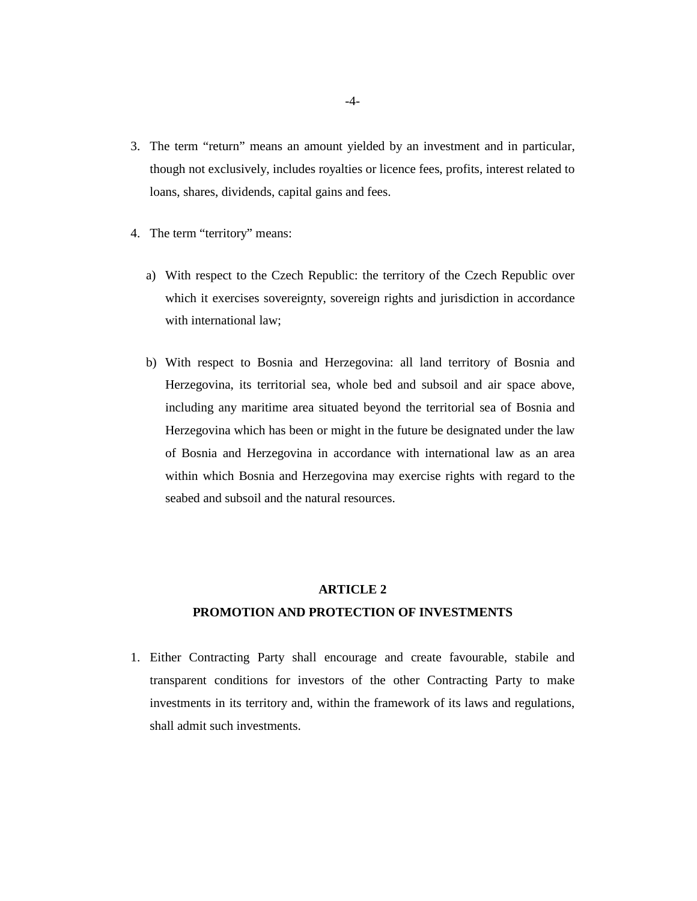3. The term “return” means an amount yielded by an investment and in particular, though not exclusively, includes royalties or licence fees, profits, interest related to loans, shares, dividends, capital gains and fees.

4. The term “territory” means:

   a) With respect to the Czech Republic: the territory of the Czech Republic over which it exercises sovereignty, sovereign rights and jurisdiction in accordance with international law;

   b) With respect to Bosnia and Herzegovina: all land territory of Bosnia and Herzegovina, its territorial sea, whole bed and subsoil and air space above, including any maritime area situated beyond the territorial sea of Bosnia and Herzegovina which has been or might in the future be designated under the law of Bosnia and Herzegovina in accordance with international law as an area within which Bosnia and Herzegovina may exercise rights with regard to the seabed and subsoil and the natural resources.

## ARTICLE 2
## PROMOTION AND PROTECTION OF INVESTMENTS

1. Either Contracting Party shall encourage and create favourable, stabile and transparent conditions for investors of the other Contracting Party to make investments in its territory and, within the framework of its laws and regulations, shall admit such investments.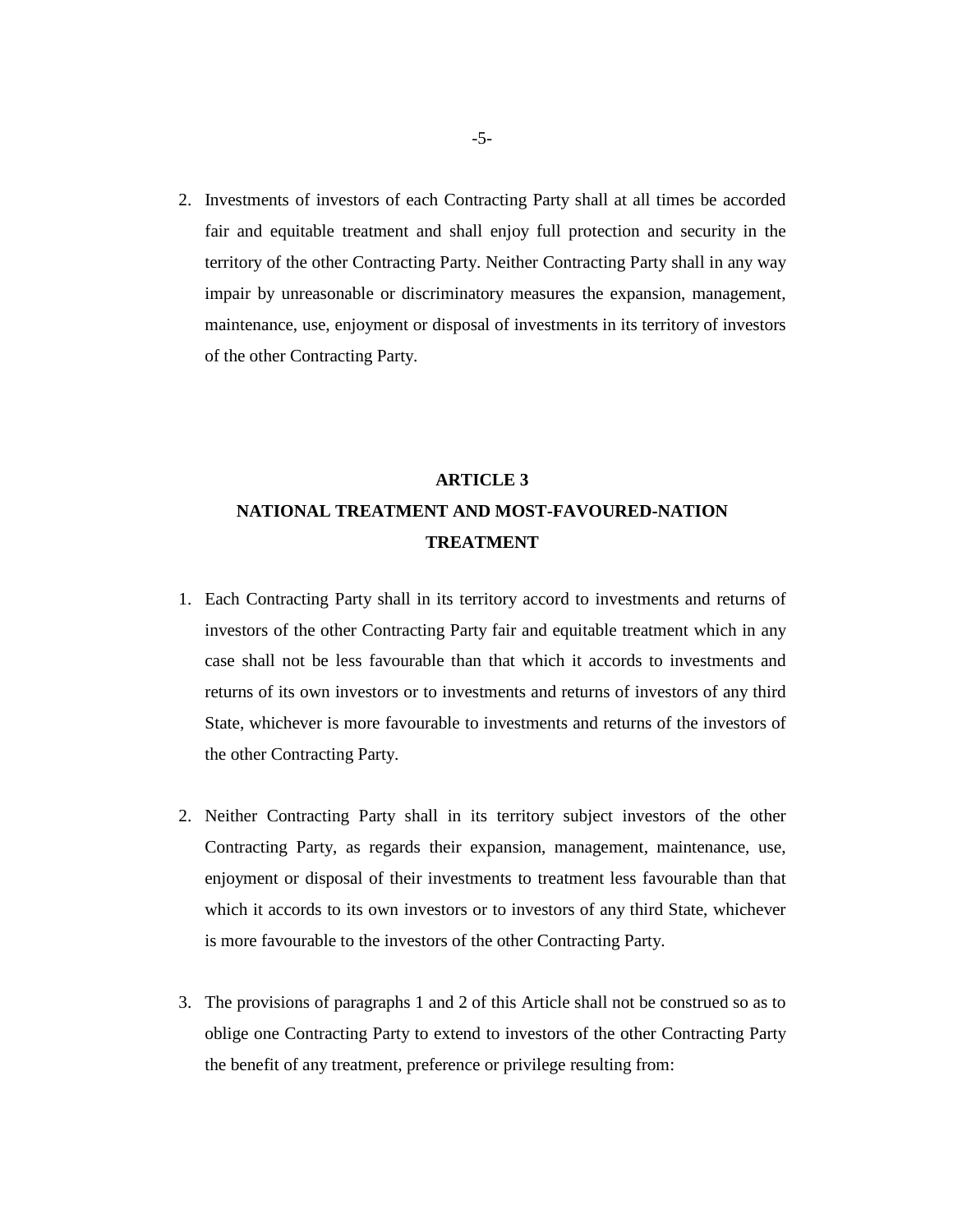2. Investments of investors of each Contracting Party shall at all times be accorded fair and equitable treatment and shall enjoy full protection and security in the territory of the other Contracting Party. Neither Contracting Party shall in any way impair by unreasonable or discriminatory measures the expansion, management, maintenance, use, enjoyment or disposal of investments in its territory of investors of the other Contracting Party.

## ARTICLE 3
## NATIONAL TREATMENT AND MOST-FAVOURED-NATION TREATMENT

1. Each Contracting Party shall in its territory accord to investments and returns of investors of the other Contracting Party fair and equitable treatment which in any case shall not be less favourable than that which it accords to investments and returns of its own investors or to investments and returns of investors of any third State, whichever is more favourable to investments and returns of the investors of the other Contracting Party.

2. Neither Contracting Party shall in its territory subject investors of the other Contracting Party, as regards their expansion, management, maintenance, use, enjoyment or disposal of their investments to treatment less favourable than that which it accords to its own investors or to investors of any third State, whichever is more favourable to the investors of the other Contracting Party.

3. The provisions of paragraphs 1 and 2 of this Article shall not be construed so as to oblige one Contracting Party to extend to investors of the other Contracting Party the benefit of any treatment, preference or privilege resulting from: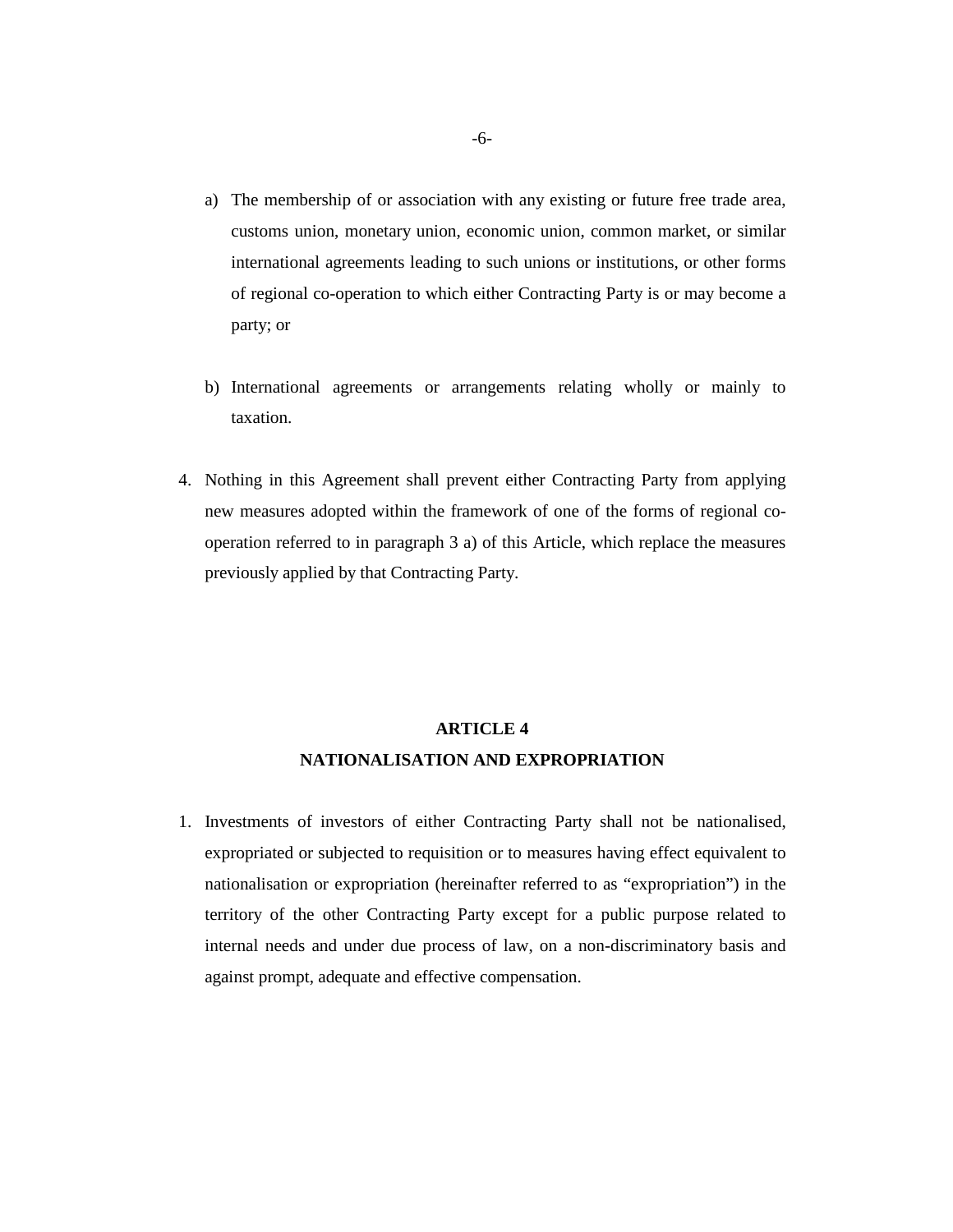a) The membership of or association with any existing or future free trade area, customs union, monetary union, economic union, common market, or similar international agreements leading to such unions or institutions, or other forms of regional co-operation to which either Contracting Party is or may become a party; or

b) International agreements or arrangements relating wholly or mainly to taxation.

4. Nothing in this Agreement shall prevent either Contracting Party from applying new measures adopted within the framework of one of the forms of regional co-operation referred to in paragraph 3 a) of this Article, which replace the measures previously applied by that Contracting Party.

## ARTICLE 4
## NATIONALISATION AND EXPROPRIATION

1. Investments of investors of either Contracting Party shall not be nationalised, expropriated or subjected to requisition or to measures having effect equivalent to nationalisation or expropriation (hereinafter referred to as "expropriation") in the territory of the other Contracting Party except for a public purpose related to internal needs and under due process of law, on a non-discriminatory basis and against prompt, adequate and effective compensation.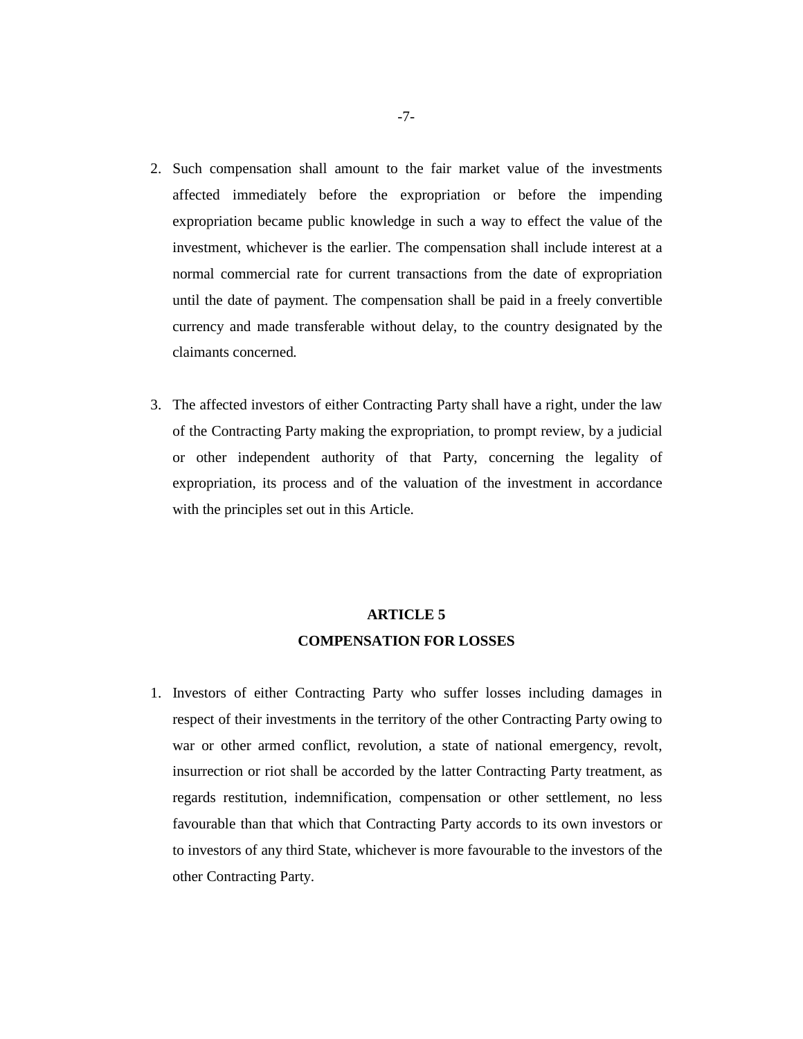2. Such compensation shall amount to the fair market value of the investments affected immediately before the expropriation or before the impending expropriation became public knowledge in such a way to effect the value of the investment, whichever is the earlier. The compensation shall include interest at a normal commercial rate for current transactions from the date of expropriation until the date of payment. The compensation shall be paid in a freely convertible currency and made transferable without delay, to the country designated by the claimants concerned.

3. The affected investors of either Contracting Party shall have a right, under the law of the Contracting Party making the expropriation, to prompt review, by a judicial or other independent authority of that Party, concerning the legality of expropriation, its process and of the valuation of the investment in accordance with the principles set out in this Article.

## ARTICLE 5
## COMPENSATION FOR LOSSES

1. Investors of either Contracting Party who suffer losses including damages in respect of their investments in the territory of the other Contracting Party owing to war or other armed conflict, revolution, a state of national emergency, revolt, insurrection or riot shall be accorded by the latter Contracting Party treatment, as regards restitution, indemnification, compensation or other settlement, no less favourable than that which that Contracting Party accords to its own investors or to investors of any third State, whichever is more favourable to the investors of the other Contracting Party.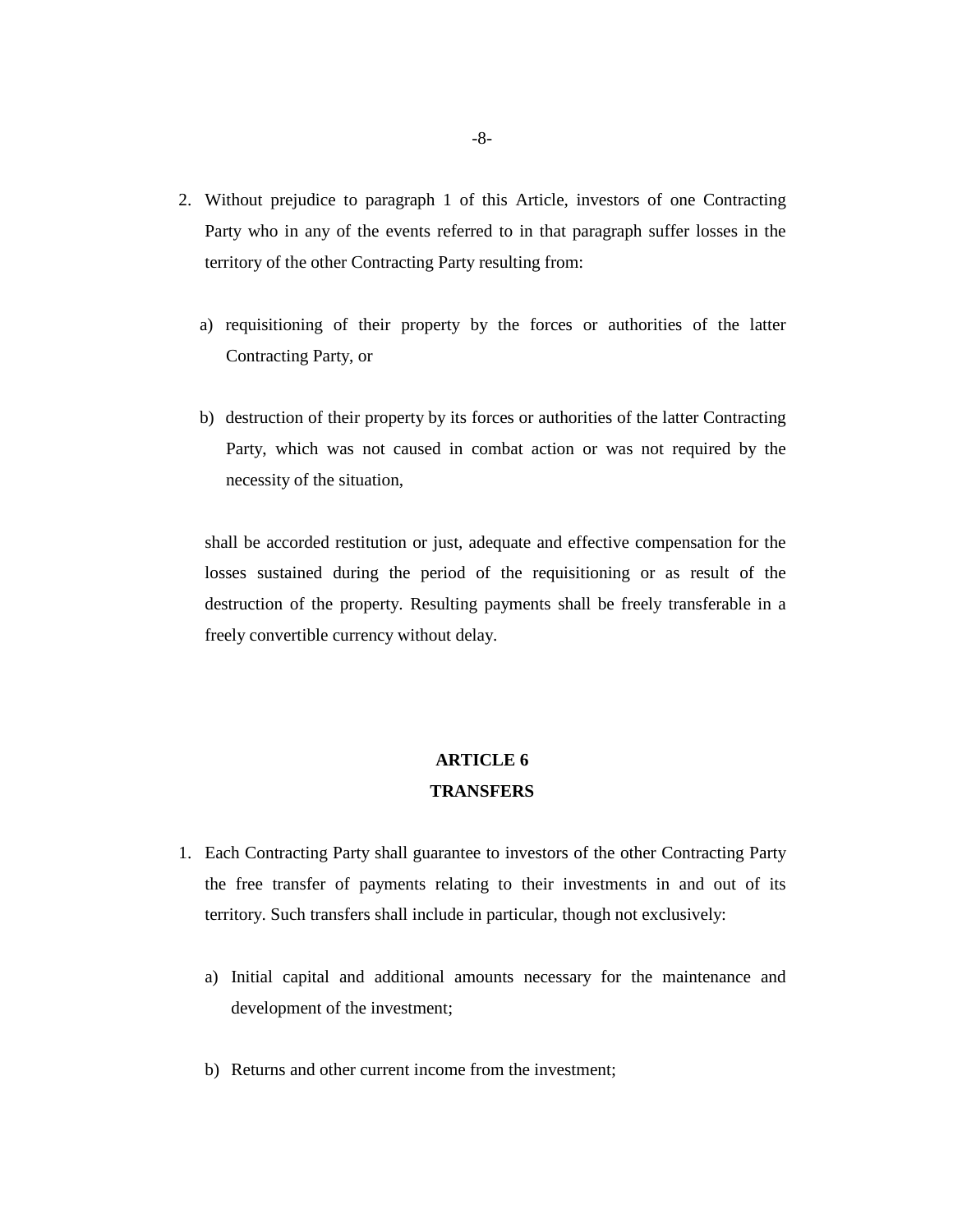2. Without prejudice to paragraph 1 of this Article, investors of one Contracting Party who in any of the events referred to in that paragraph suffer losses in the territory of the other Contracting Party resulting from:

   a) requisitioning of their property by the forces or authorities of the latter Contracting Party, or

   b) destruction of their property by its forces or authorities of the latter Contracting Party, which was not caused in combat action or was not required by the necessity of the situation,

   shall be accorded restitution or just, adequate and effective compensation for the losses sustained during the period of the requisitioning or as result of the destruction of the property. Resulting payments shall be freely transferable in a freely convertible currency without delay.

## ARTICLE 6
## TRANSFERS

1. Each Contracting Party shall guarantee to investors of the other Contracting Party the free transfer of payments relating to their investments in and out of its territory. Such transfers shall include in particular, though not exclusively:

   a) Initial capital and additional amounts necessary for the maintenance and development of the investment;

   b) Returns and other current income from the investment;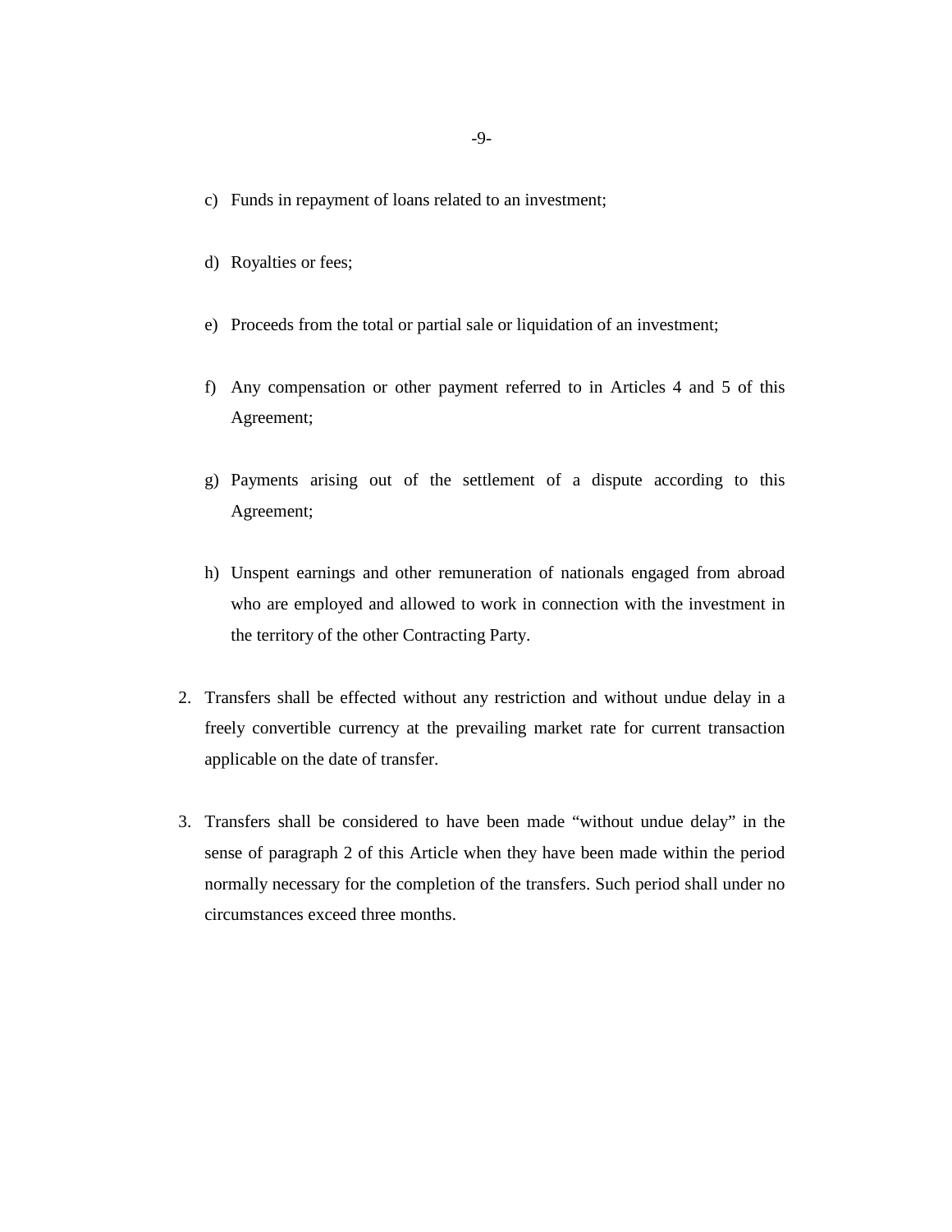c) Funds in repayment of loans related to an investment;

d) Royalties or fees;

e) Proceeds from the total or partial sale or liquidation of an investment;

f) Any compensation or other payment referred to in Articles 4 and 5 of this Agreement;

g) Payments arising out of the settlement of a dispute according to this Agreement;

h) Unspent earnings and other remuneration of nationals engaged from abroad who are employed and allowed to work in connection with the investment in the territory of the other Contracting Party.

2. Transfers shall be effected without any restriction and without undue delay in a freely convertible currency at the prevailing market rate for current transaction applicable on the date of transfer.

3. Transfers shall be considered to have been made "without undue delay" in the sense of paragraph 2 of this Article when they have been made within the period normally necessary for the completion of the transfers. Such period shall under no circumstances exceed three months.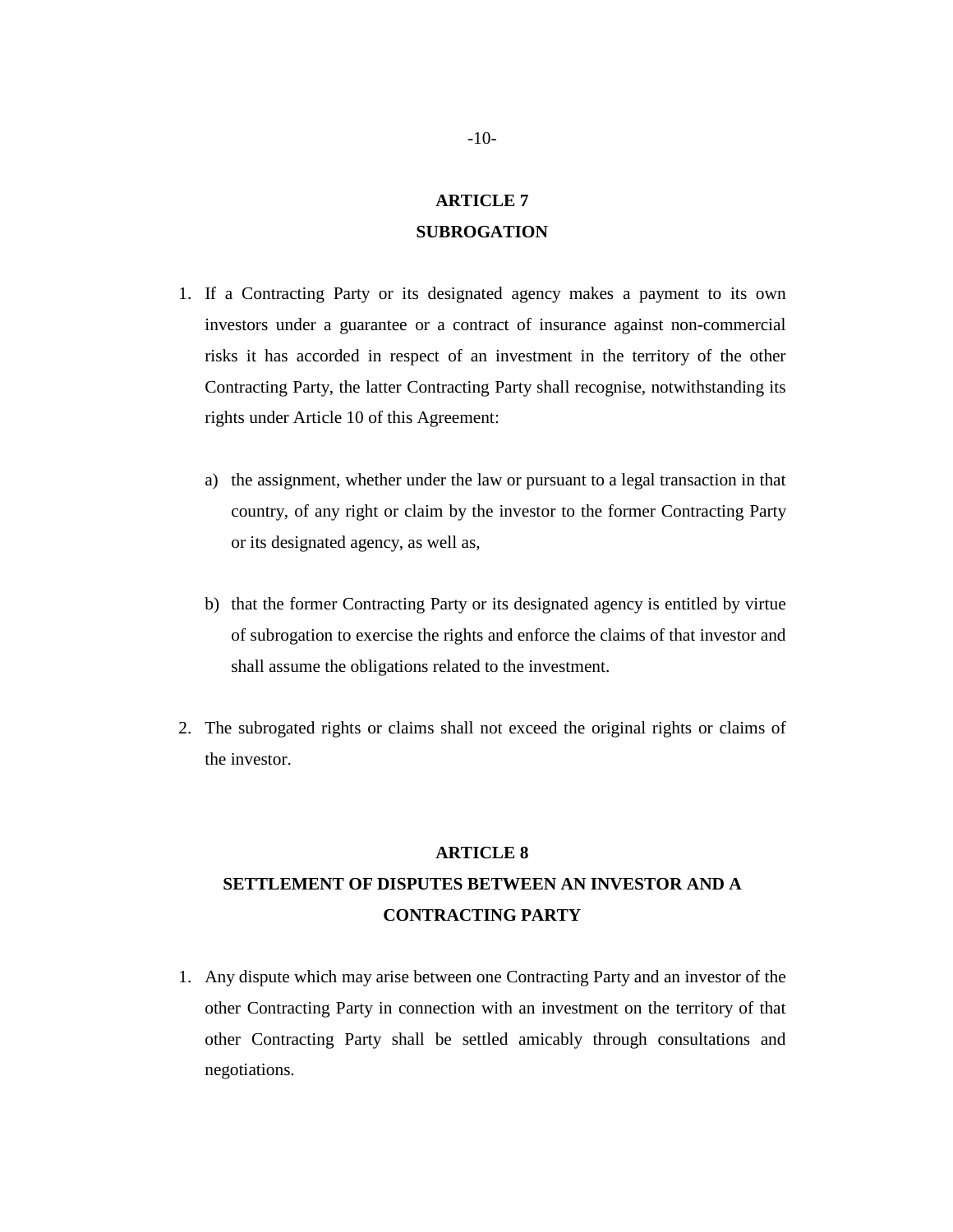## ARTICLE 7
## SUBROGATION

1. If a Contracting Party or its designated agency makes a payment to its own investors under a guarantee or a contract of insurance against non-commercial risks it has accorded in respect of an investment in the territory of the other Contracting Party, the latter Contracting Party shall recognise, notwithstanding its rights under Article 10 of this Agreement:

   a) the assignment, whether under the law or pursuant to a legal transaction in that country, of any right or claim by the investor to the former Contracting Party or its designated agency, as well as,

   b) that the former Contracting Party or its designated agency is entitled by virtue of subrogation to exercise the rights and enforce the claims of that investor and shall assume the obligations related to the investment.

2. The subrogated rights or claims shall not exceed the original rights or claims of the investor.

## ARTICLE 8
## SETTLEMENT OF DISPUTES BETWEEN AN INVESTOR AND A CONTRACTING PARTY

1. Any dispute which may arise between one Contracting Party and an investor of the other Contracting Party in connection with an investment on the territory of that other Contracting Party shall be settled amicably through consultations and negotiations.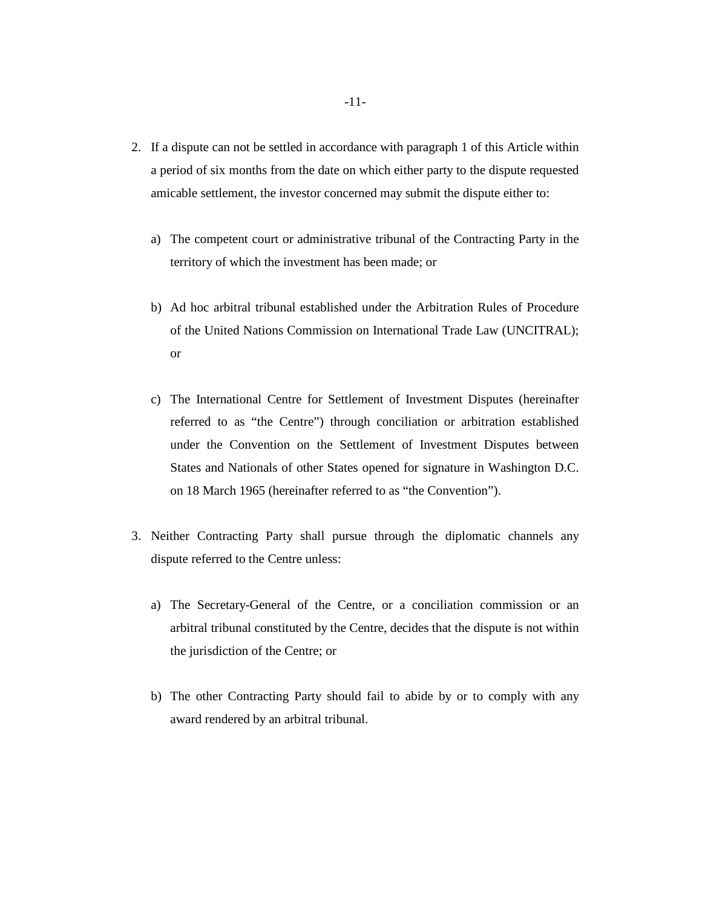2. If a dispute can not be settled in accordance with paragraph 1 of this Article within a period of six months from the date on which either party to the dispute requested amicable settlement, the investor concerned may submit the dispute either to:

   a) The competent court or administrative tribunal of the Contracting Party in the territory of which the investment has been made; or

   b) Ad hoc arbitral tribunal established under the Arbitration Rules of Procedure of the United Nations Commission on International Trade Law (UNCITRAL); or

   c) The International Centre for Settlement of Investment Disputes (hereinafter referred to as "the Centre") through conciliation or arbitration established under the Convention on the Settlement of Investment Disputes between States and Nationals of other States opened for signature in Washington D.C. on 18 March 1965 (hereinafter referred to as "the Convention").

3. Neither Contracting Party shall pursue through the diplomatic channels any dispute referred to the Centre unless:

   a) The Secretary-General of the Centre, or a conciliation commission or an arbitral tribunal constituted by the Centre, decides that the dispute is not within the jurisdiction of the Centre; or

   b) The other Contracting Party should fail to abide by or to comply with any award rendered by an arbitral tribunal.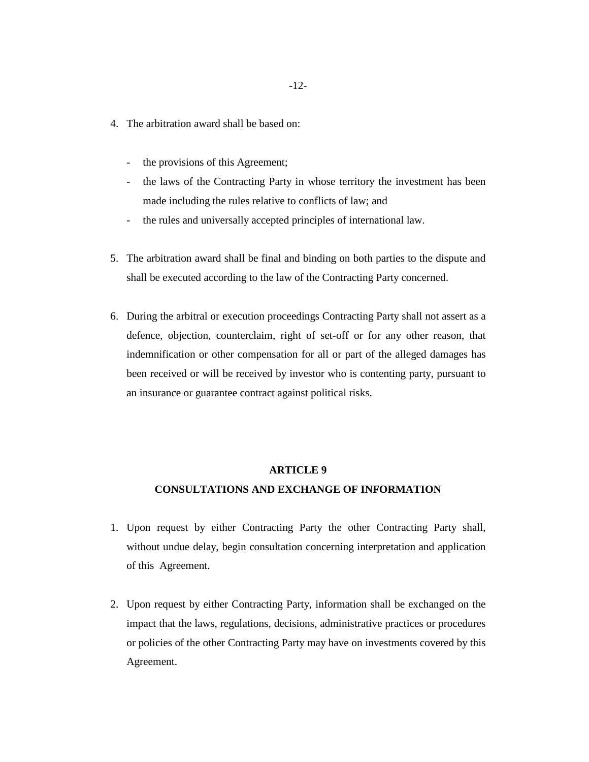4. The arbitration award shall be based on:

   - the provisions of this Agreement;
   - the laws of the Contracting Party in whose territory the investment has been made including the rules relative to conflicts of law; and
   - the rules and universally accepted principles of international law.

5. The arbitration award shall be final and binding on both parties to the dispute and shall be executed according to the law of the Contracting Party concerned.

6. During the arbitral or execution proceedings Contracting Party shall not assert as a defence, objection, counterclaim, right of set-off or for any other reason, that indemnification or other compensation for all or part of the alleged damages has been received or will be received by investor who is contenting party, pursuant to an insurance or guarantee contract against political risks.

## ARTICLE 9

## CONSULTATIONS AND EXCHANGE OF INFORMATION

1. Upon request by either Contracting Party the other Contracting Party shall, without undue delay, begin consultation concerning interpretation and application of this Agreement.

2. Upon request by either Contracting Party, information shall be exchanged on the impact that the laws, regulations, decisions, administrative practices or procedures or policies of the other Contracting Party may have on investments covered by this Agreement.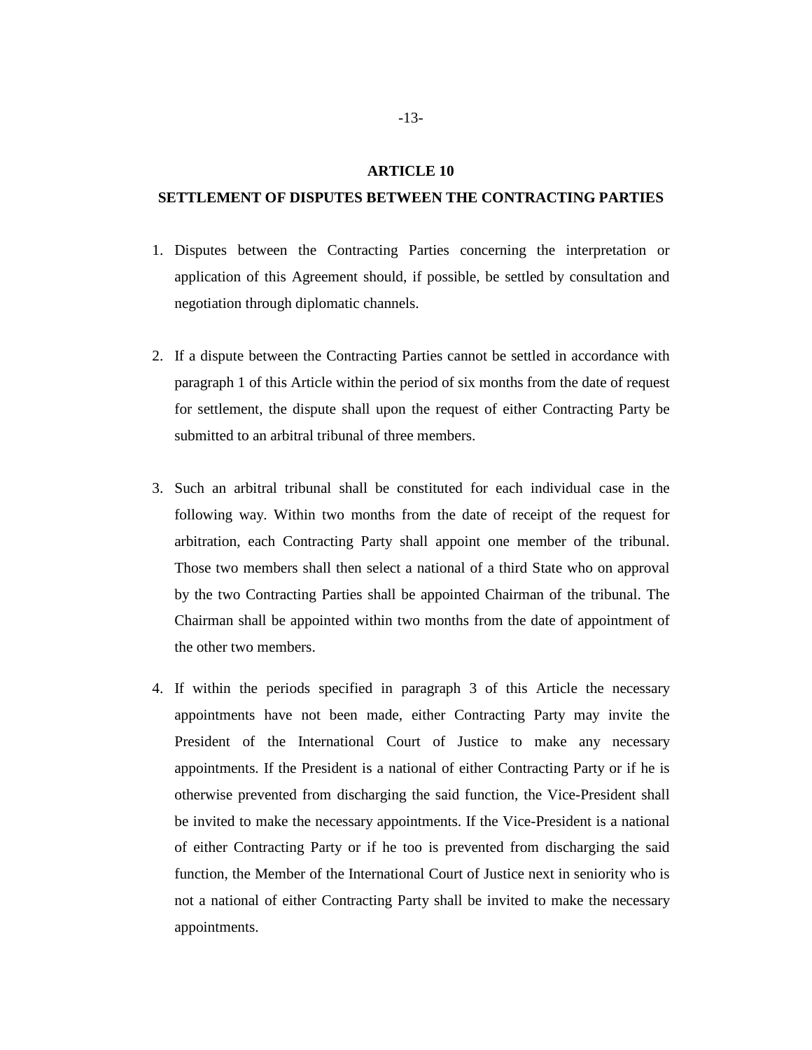## ARTICLE 10

## SETTLEMENT OF DISPUTES BETWEEN THE CONTRACTING PARTIES

1. Disputes between the Contracting Parties concerning the interpretation or application of this Agreement should, if possible, be settled by consultation and negotiation through diplomatic channels.

2. If a dispute between the Contracting Parties cannot be settled in accordance with paragraph 1 of this Article within the period of six months from the date of request for settlement, the dispute shall upon the request of either Contracting Party be submitted to an arbitral tribunal of three members.

3. Such an arbitral tribunal shall be constituted for each individual case in the following way. Within two months from the date of receipt of the request for arbitration, each Contracting Party shall appoint one member of the tribunal. Those two members shall then select a national of a third State who on approval by the two Contracting Parties shall be appointed Chairman of the tribunal. The Chairman shall be appointed within two months from the date of appointment of the other two members.

4. If within the periods specified in paragraph 3 of this Article the necessary appointments have not been made, either Contracting Party may invite the President of the International Court of Justice to make any necessary appointments. If the President is a national of either Contracting Party or if he is otherwise prevented from discharging the said function, the Vice-President shall be invited to make the necessary appointments. If the Vice-President is a national of either Contracting Party or if he too is prevented from discharging the said function, the Member of the International Court of Justice next in seniority who is not a national of either Contracting Party shall be invited to make the necessary appointments.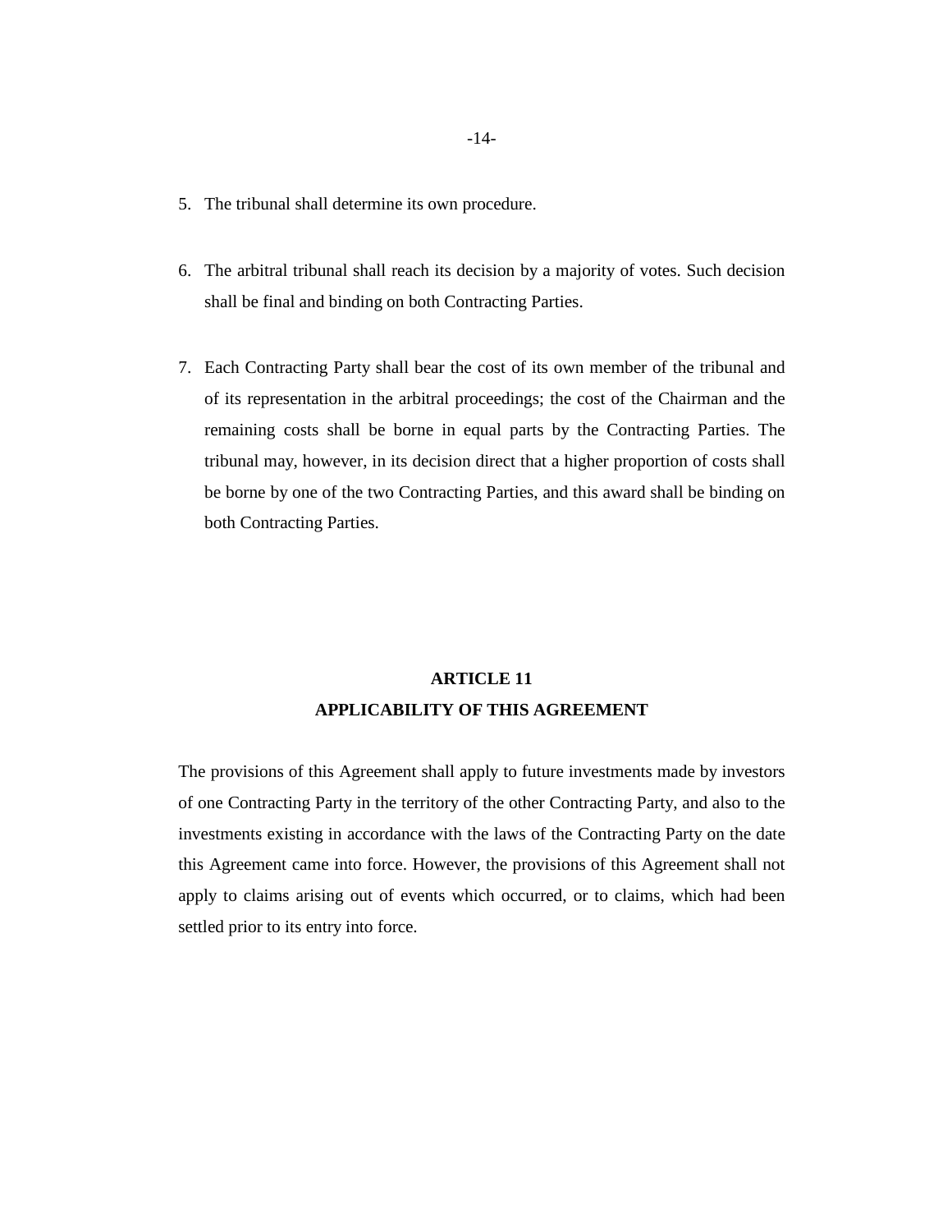5. The tribunal shall determine its own procedure.

6. The arbitral tribunal shall reach its decision by a majority of votes. Such decision shall be final and binding on both Contracting Parties.

7. Each Contracting Party shall bear the cost of its own member of the tribunal and of its representation in the arbitral proceedings; the cost of the Chairman and the remaining costs shall be borne in equal parts by the Contracting Parties. The tribunal may, however, in its decision direct that a higher proportion of costs shall be borne by one of the two Contracting Parties, and this award shall be binding on both Contracting Parties.

## ARTICLE 11
## APPLICABILITY OF THIS AGREEMENT

The provisions of this Agreement shall apply to future investments made by investors of one Contracting Party in the territory of the other Contracting Party, and also to the investments existing in accordance with the laws of the Contracting Party on the date this Agreement came into force. However, the provisions of this Agreement shall not apply to claims arising out of events which occurred, or to claims, which had been settled prior to its entry into force.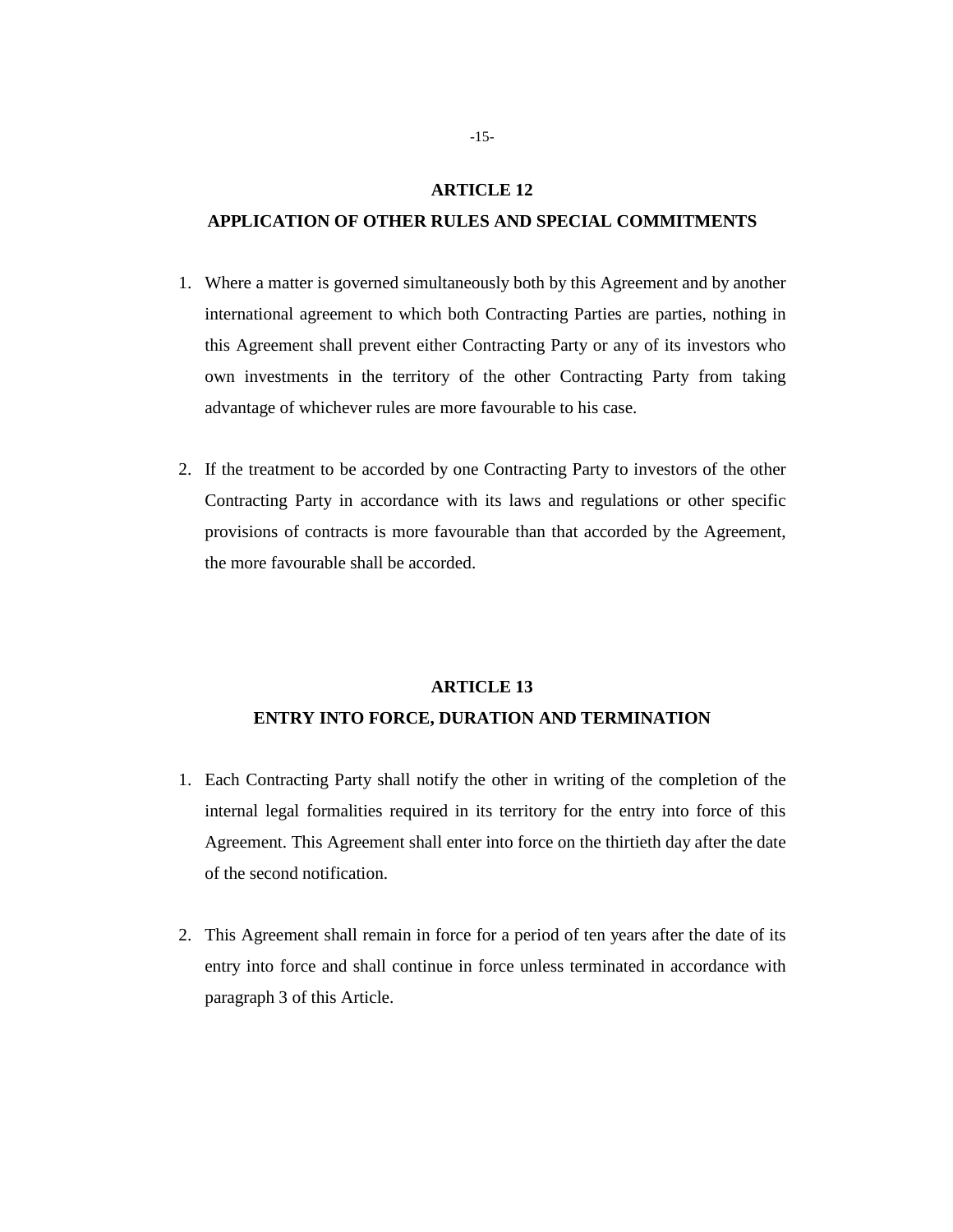## ARTICLE 12
## APPLICATION OF OTHER RULES AND SPECIAL COMMITMENTS

1. Where a matter is governed simultaneously both by this Agreement and by another international agreement to which both Contracting Parties are parties, nothing in this Agreement shall prevent either Contracting Party or any of its investors who own investments in the territory of the other Contracting Party from taking advantage of whichever rules are more favourable to his case.

2. If the treatment to be accorded by one Contracting Party to investors of the other Contracting Party in accordance with its laws and regulations or other specific provisions of contracts is more favourable than that accorded by the Agreement, the more favourable shall be accorded.

## ARTICLE 13
## ENTRY INTO FORCE, DURATION AND TERMINATION

1. Each Contracting Party shall notify the other in writing of the completion of the internal legal formalities required in its territory for the entry into force of this Agreement. This Agreement shall enter into force on the thirtieth day after the date of the second notification.

2. This Agreement shall remain in force for a period of ten years after the date of its entry into force and shall continue in force unless terminated in accordance with paragraph 3 of this Article.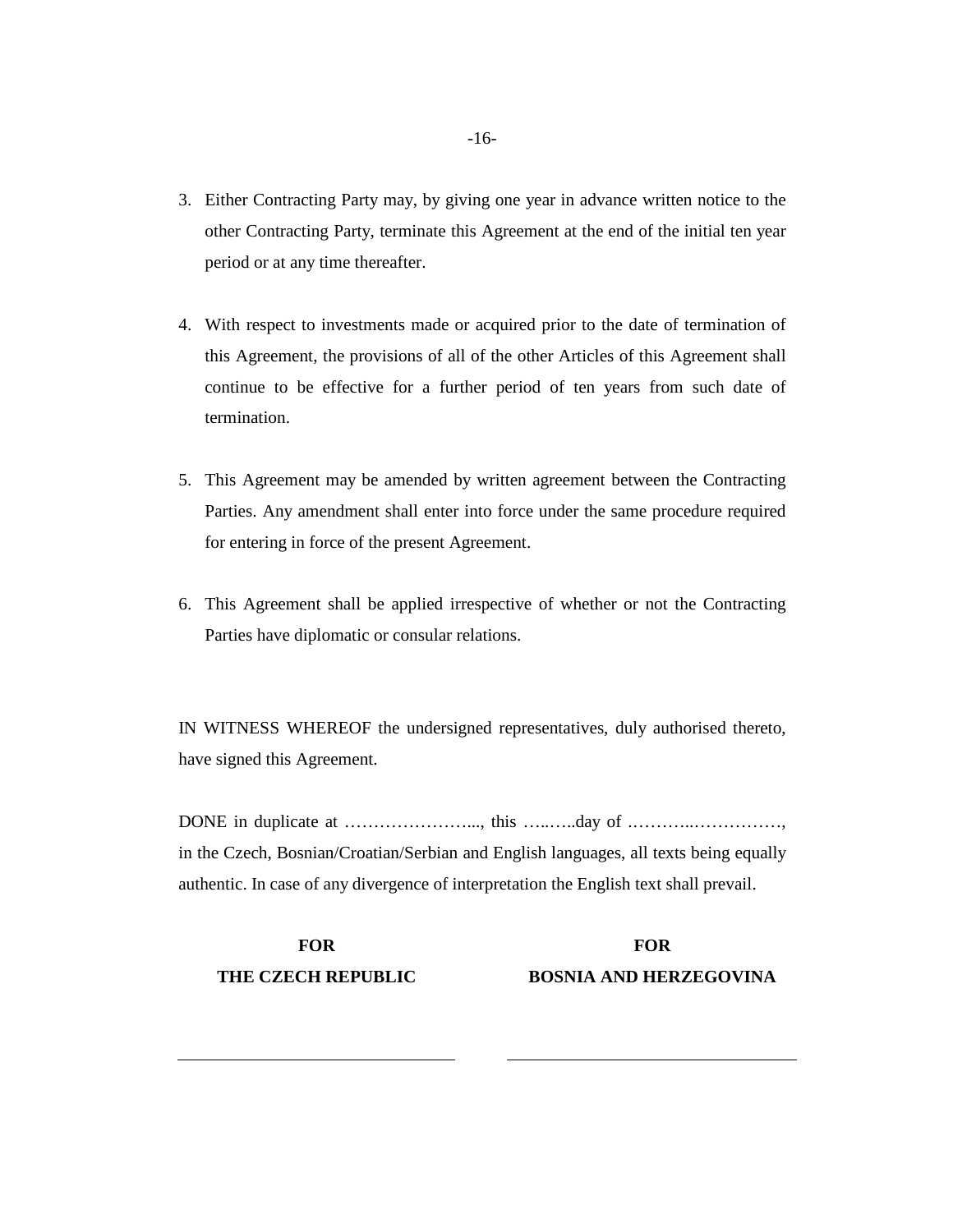3. Either Contracting Party may, by giving one year in advance written notice to the other Contracting Party, terminate this Agreement at the end of the initial ten year period or at any time thereafter.

4. With respect to investments made or acquired prior to the date of termination of this Agreement, the provisions of all of the other Articles of this Agreement shall continue to be effective for a further period of ten years from such date of termination.

5. This Agreement may be amended by written agreement between the Contracting Parties. Any amendment shall enter into force under the same procedure required for entering in force of the present Agreement.

6. This Agreement shall be applied irrespective of whether or not the Contracting Parties have diplomatic or consular relations.

IN WITNESS WHEREOF the undersigned representatives, duly authorised thereto, have signed this Agreement.

DONE in duplicate at …………………..., this …..…..day of .………..……………, in the Czech, Bosnian/Croatian/Serbian and English languages, all texts being equally authentic. In case of any divergence of interpretation the English text shall prevail.

| | |
|---|---|
| **FOR** | **FOR** |
| **THE CZECH REPUBLIC** | **BOSNIA AND HERZEGOVINA** |
| ______________________________ | ______________________________ |